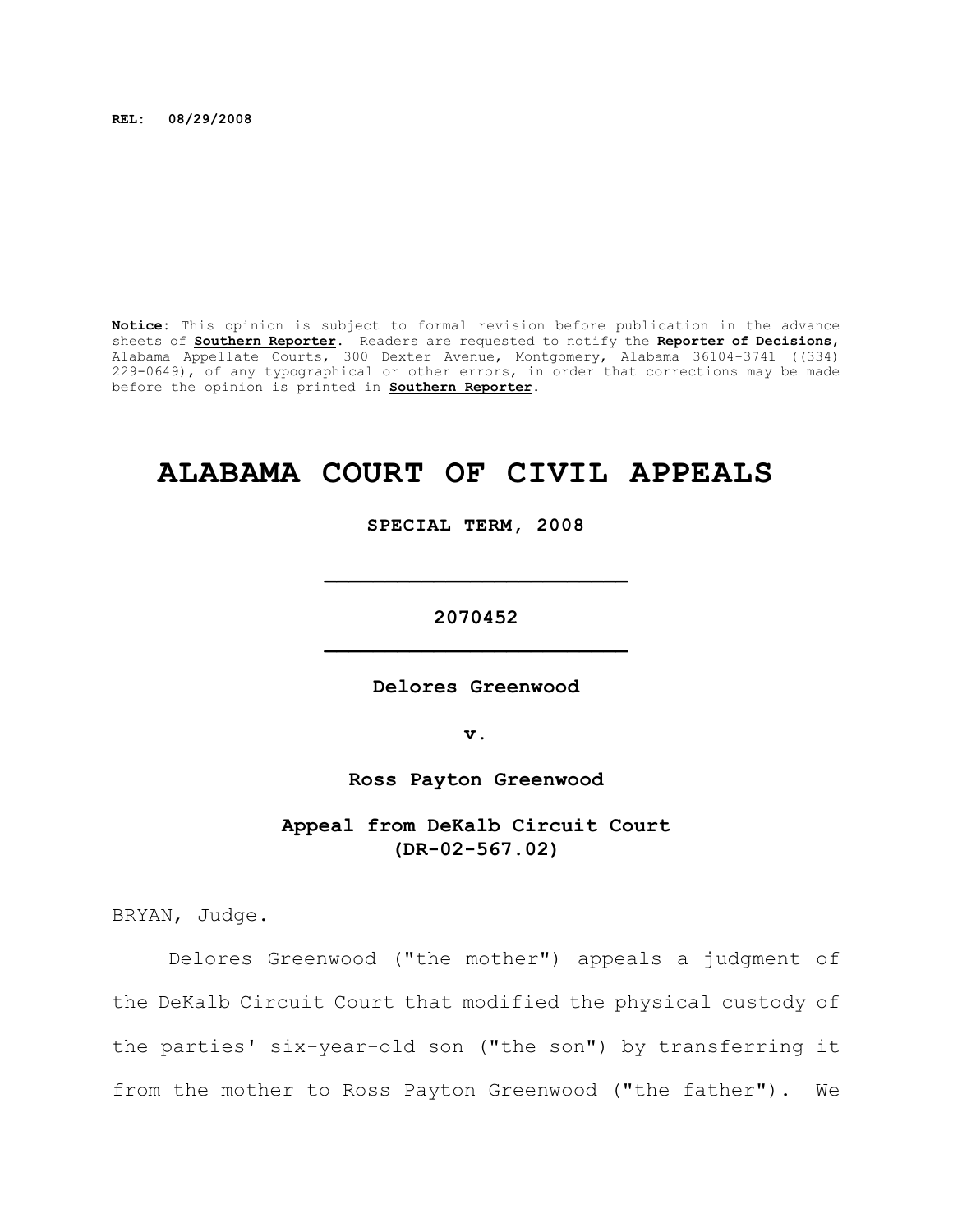**REL: 08/29/2008**

**Notice**: This opinion is subject to formal revision before publication in the advance sheets of **Southern Reporter**. Readers are requested to notify the **Reporter of Decisions**, Alabama Appellate Courts, 300 Dexter Avenue, Montgomery, Alabama 36104-3741 ((334) 229-0649), of any typographical or other errors, in order that corrections may be made before the opinion is printed in **Southern Reporter**.

# ALABAMA COURT OF CIVIL APPEALS

**SPECIAL TERM, 2008**

---

**2070452**

---

**Delores Greenwood**

**v.**

**Ross Payton Greenwood**

**Appeal from DeKalb Circuit Court**
**(DR-02-567.02)**

BRYAN, Judge.

Delores Greenwood ("the mother") appeals a judgment of the DeKalb Circuit Court that modified the physical custody of the parties' six-year-old son ("the son") by transferring it from the mother to Ross Payton Greenwood ("the father"). We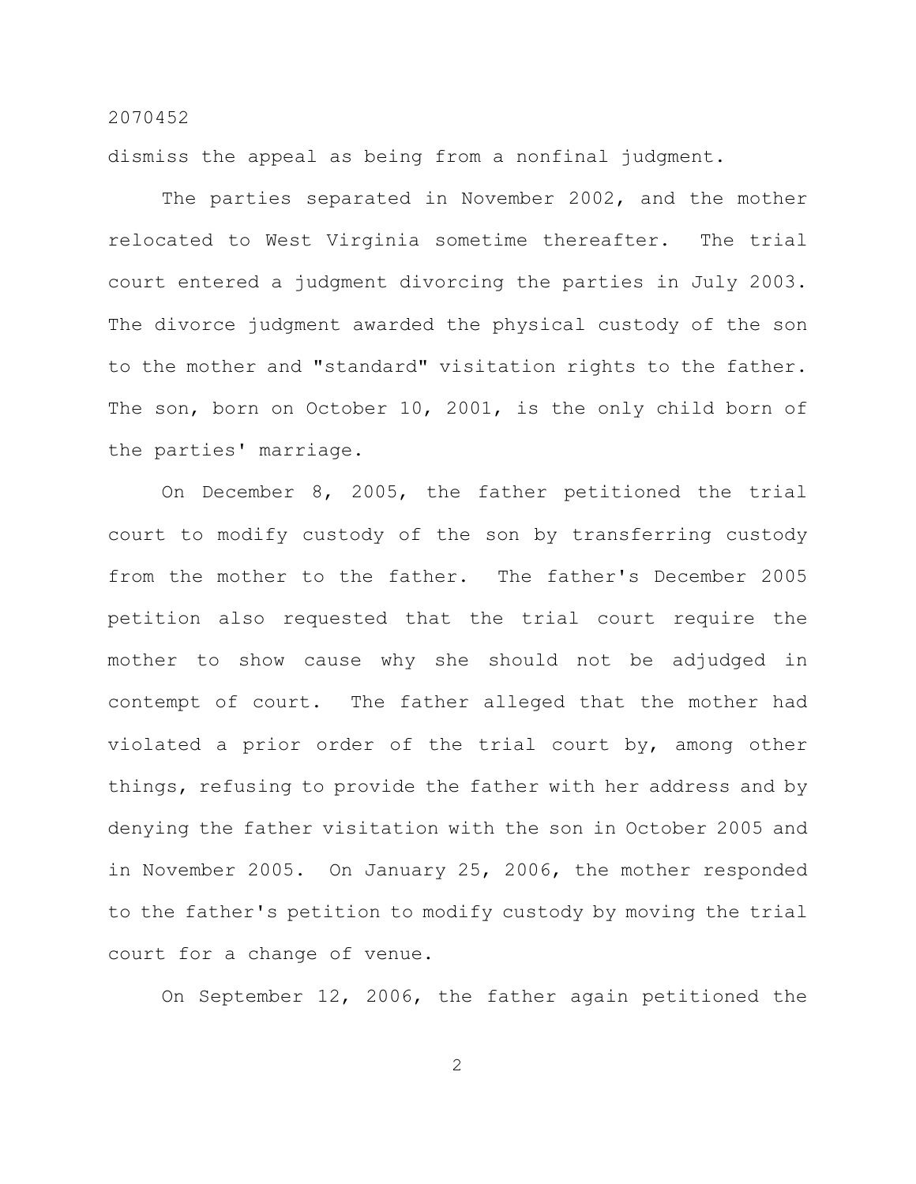dismiss the appeal as being from a nonfinal judgment.

The parties separated in November 2002, and the mother relocated to West Virginia sometime thereafter. The trial court entered a judgment divorcing the parties in July 2003. The divorce judgment awarded the physical custody of the son to the mother and "standard" visitation rights to the father. The son, born on October 10, 2001, is the only child born of the parties' marriage.

On December 8, 2005, the father petitioned the trial court to modify custody of the son by transferring custody from the mother to the father. The father's December 2005 petition also requested that the trial court require the mother to show cause why she should not be adjudged in contempt of court. The father alleged that the mother had violated a prior order of the trial court by, among other things, refusing to provide the father with her address and by denying the father visitation with the son in October 2005 and in November 2005. On January 25, 2006, the mother responded to the father's petition to modify custody by moving the trial court for a change of venue.

On September 12, 2006, the father again petitioned the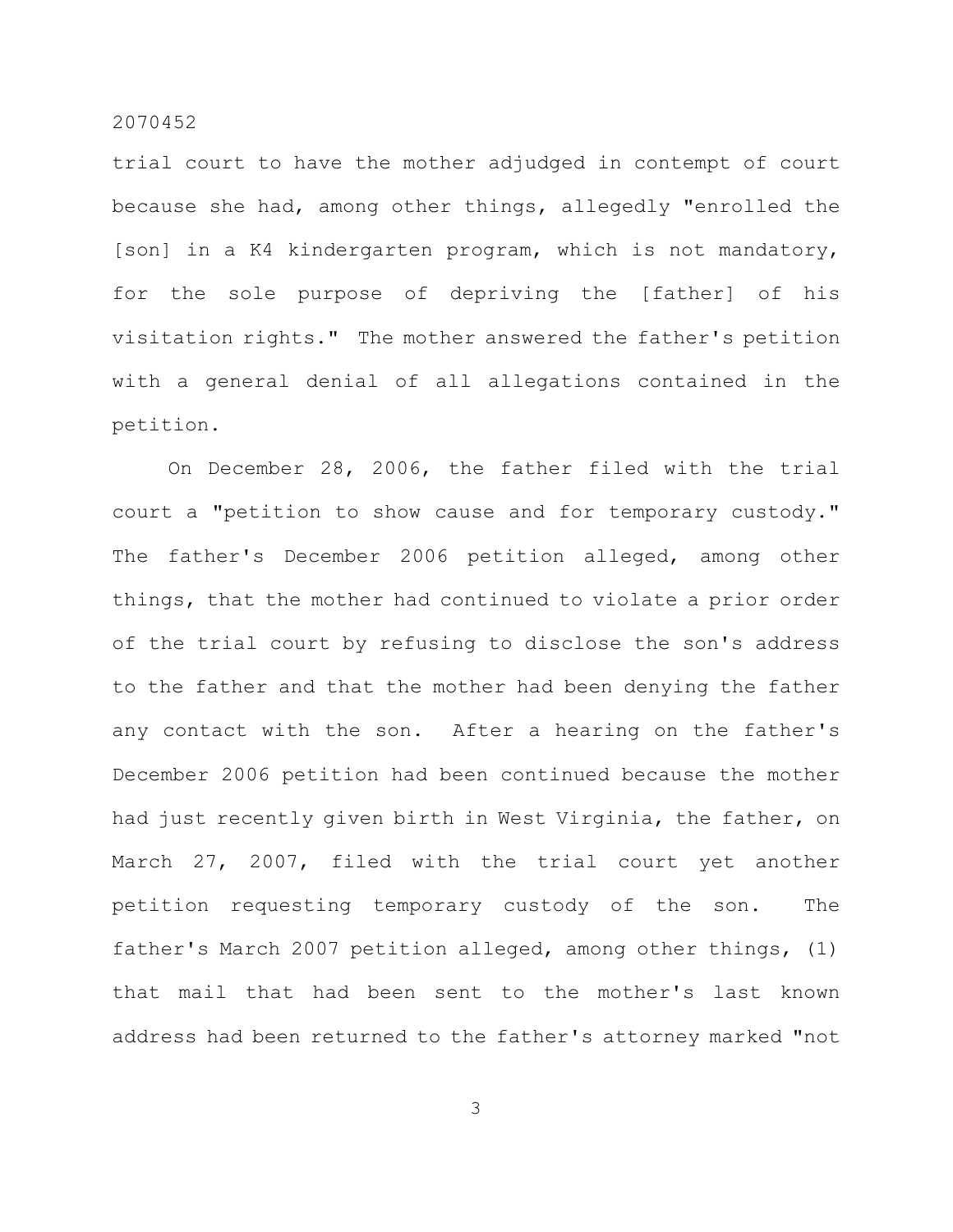trial court to have the mother adjudged in contempt of court because she had, among other things, allegedly "enrolled the [son] in a K4 kindergarten program, which is not mandatory, for the sole purpose of depriving the [father] of his visitation rights." The mother answered the father's petition with a general denial of all allegations contained in the petition.

On December 28, 2006, the father filed with the trial court a "petition to show cause and for temporary custody." The father's December 2006 petition alleged, among other things, that the mother had continued to violate a prior order of the trial court by refusing to disclose the son's address to the father and that the mother had been denying the father any contact with the son. After a hearing on the father's December 2006 petition had been continued because the mother had just recently given birth in West Virginia, the father, on March 27, 2007, filed with the trial court yet another petition requesting temporary custody of the son. The father's March 2007 petition alleged, among other things, (1) that mail that had been sent to the mother's last known address had been returned to the father's attorney marked "not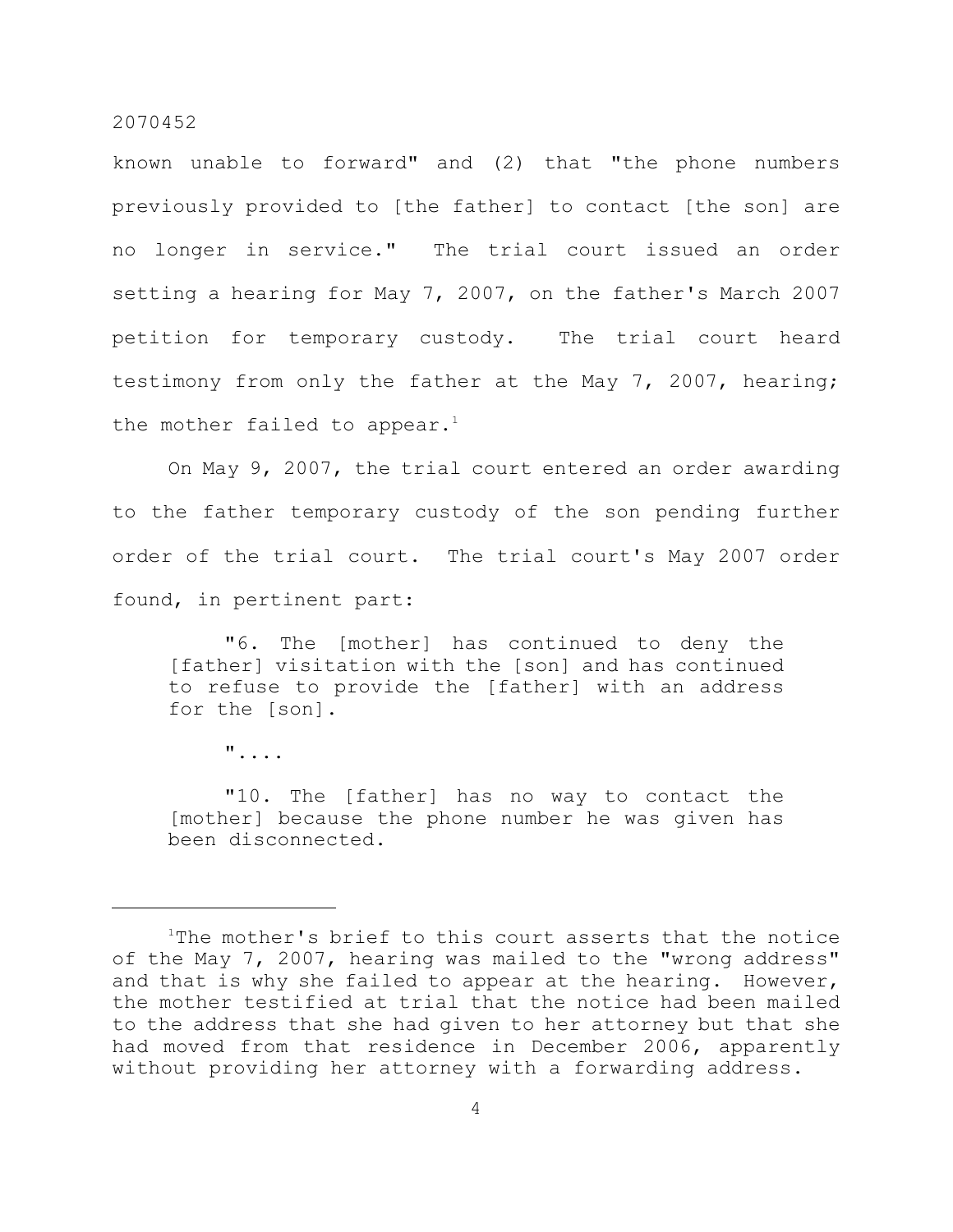known unable to forward" and (2) that "the phone numbers previously provided to [the father] to contact [the son] are no longer in service." The trial court issued an order setting a hearing for May 7, 2007, on the father's March 2007 petition for temporary custody. The trial court heard testimony from only the father at the May 7, 2007, hearing; the mother failed to appear.[1]

On May 9, 2007, the trial court entered an order awarding to the father temporary custody of the son pending further order of the trial court. The trial court's May 2007 order found, in pertinent part:

> "6. The [mother] has continued to deny the [father] visitation with the [son] and has continued to refuse to provide the [father] with an address for the [son].
>
> "....
>
> "10. The [father] has no way to contact the [mother] because the phone number he was given has been disconnected.

---

[1]The mother's brief to this court asserts that the notice of the May 7, 2007, hearing was mailed to the "wrong address" and that is why she failed to appear at the hearing. However, the mother testified at trial that the notice had been mailed to the address that she had given to her attorney but that she had moved from that residence in December 2006, apparently without providing her attorney with a forwarding address.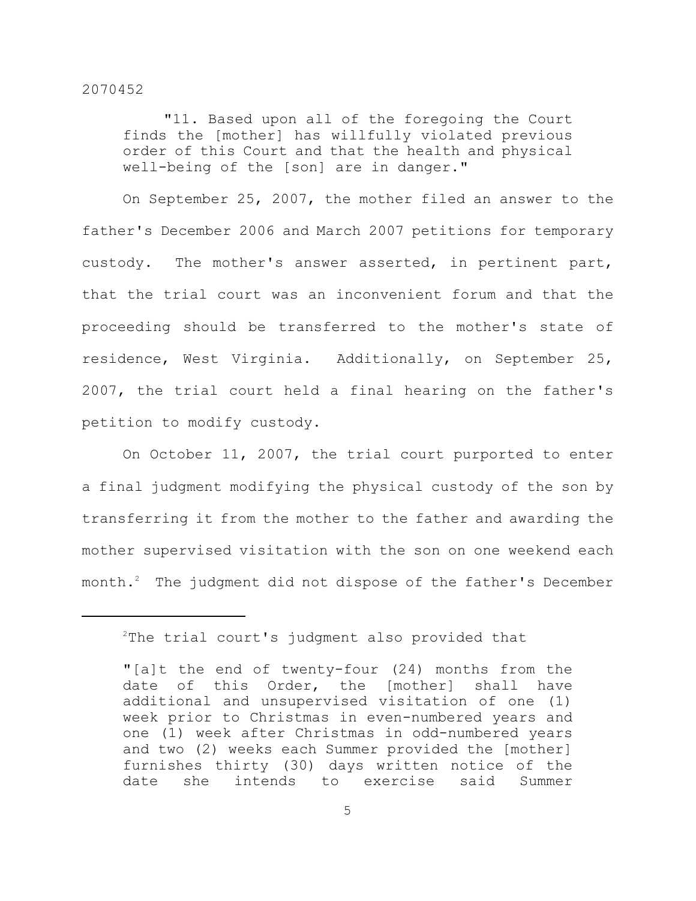> "11. Based upon all of the foregoing the Court finds the [mother] has willfully violated previous order of this Court and that the health and physical well-being of the [son] are in danger."

On September 25, 2007, the mother filed an answer to the father's December 2006 and March 2007 petitions for temporary custody. The mother's answer asserted, in pertinent part, that the trial court was an inconvenient forum and that the proceeding should be transferred to the mother's state of residence, West Virginia. Additionally, on September 25, 2007, the trial court held a final hearing on the father's petition to modify custody.

On October 11, 2007, the trial court purported to enter a final judgment modifying the physical custody of the son by transferring it from the mother to the father and awarding the mother supervised visitation with the son on one weekend each month.[2] The judgment did not dispose of the father's December

---

[2]The trial court's judgment also provided that

> "[a]t the end of twenty-four (24) months from the date of this Order, the [mother] shall have additional and unsupervised visitation of one (1) week prior to Christmas in even-numbered years and one (1) week after Christmas in odd-numbered years and two (2) weeks each Summer provided the [mother] furnishes thirty (30) days written notice of the date she intends to exercise said Summer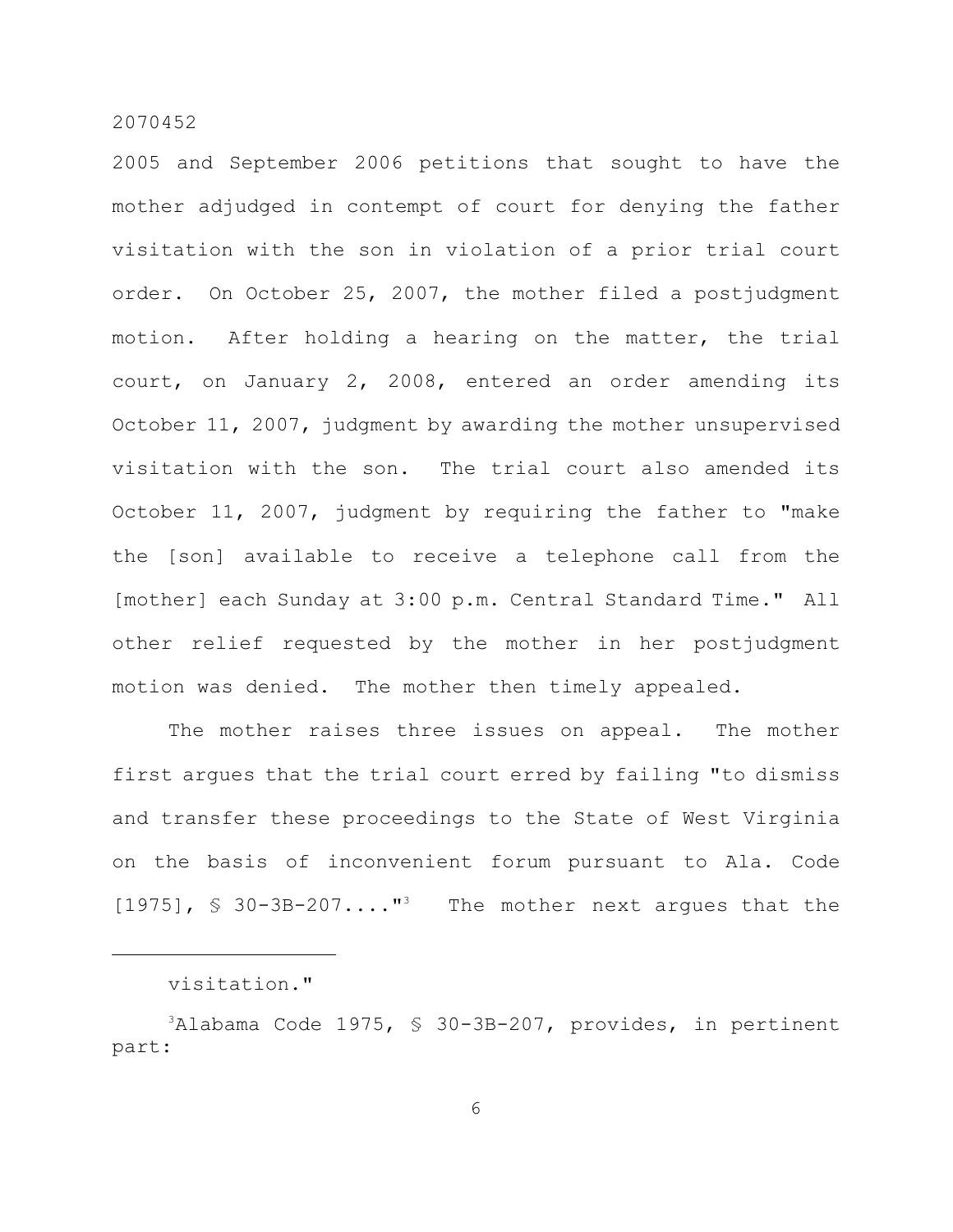2005 and September 2006 petitions that sought to have the mother adjudged in contempt of court for denying the father visitation with the son in violation of a prior trial court order. On October 25, 2007, the mother filed a postjudgment motion. After holding a hearing on the matter, the trial court, on January 2, 2008, entered an order amending its October 11, 2007, judgment by awarding the mother unsupervised visitation with the son. The trial court also amended its October 11, 2007, judgment by requiring the father to "make the [son] available to receive a telephone call from the [mother] each Sunday at 3:00 p.m. Central Standard Time." All other relief requested by the mother in her postjudgment motion was denied. The mother then timely appealed.

The mother raises three issues on appeal. The mother first argues that the trial court erred by failing "to dismiss and transfer these proceedings to the State of West Virginia on the basis of inconvenient forum pursuant to Ala. Code [1975], § 30-3B-207...."[3] The mother next argues that the

---

visitation."

[3]Alabama Code 1975, § 30-3B-207, provides, in pertinent part: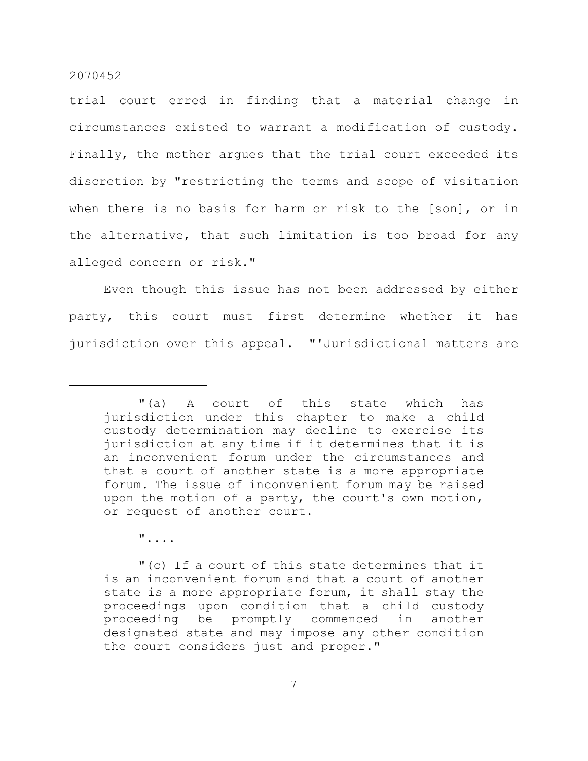trial court erred in finding that a material change in circumstances existed to warrant a modification of custody. Finally, the mother argues that the trial court exceeded its discretion by "restricting the terms and scope of visitation when there is no basis for harm or risk to the [son], or in the alternative, that such limitation is too broad for any alleged concern or risk."

Even though this issue has not been addressed by either party, this court must first determine whether it has jurisdiction over this appeal. "'Jurisdictional matters are

---

> "(a) A court of this state which has jurisdiction under this chapter to make a child custody determination may decline to exercise its jurisdiction at any time if it determines that it is an inconvenient forum under the circumstances and that a court of another state is a more appropriate forum. The issue of inconvenient forum may be raised upon the motion of a party, the court's own motion, or request of another court.
>
> "....
>
> "(c) If a court of this state determines that it is an inconvenient forum and that a court of another state is a more appropriate forum, it shall stay the proceedings upon condition that a child custody proceeding be promptly commenced in another designated state and may impose any other condition the court considers just and proper."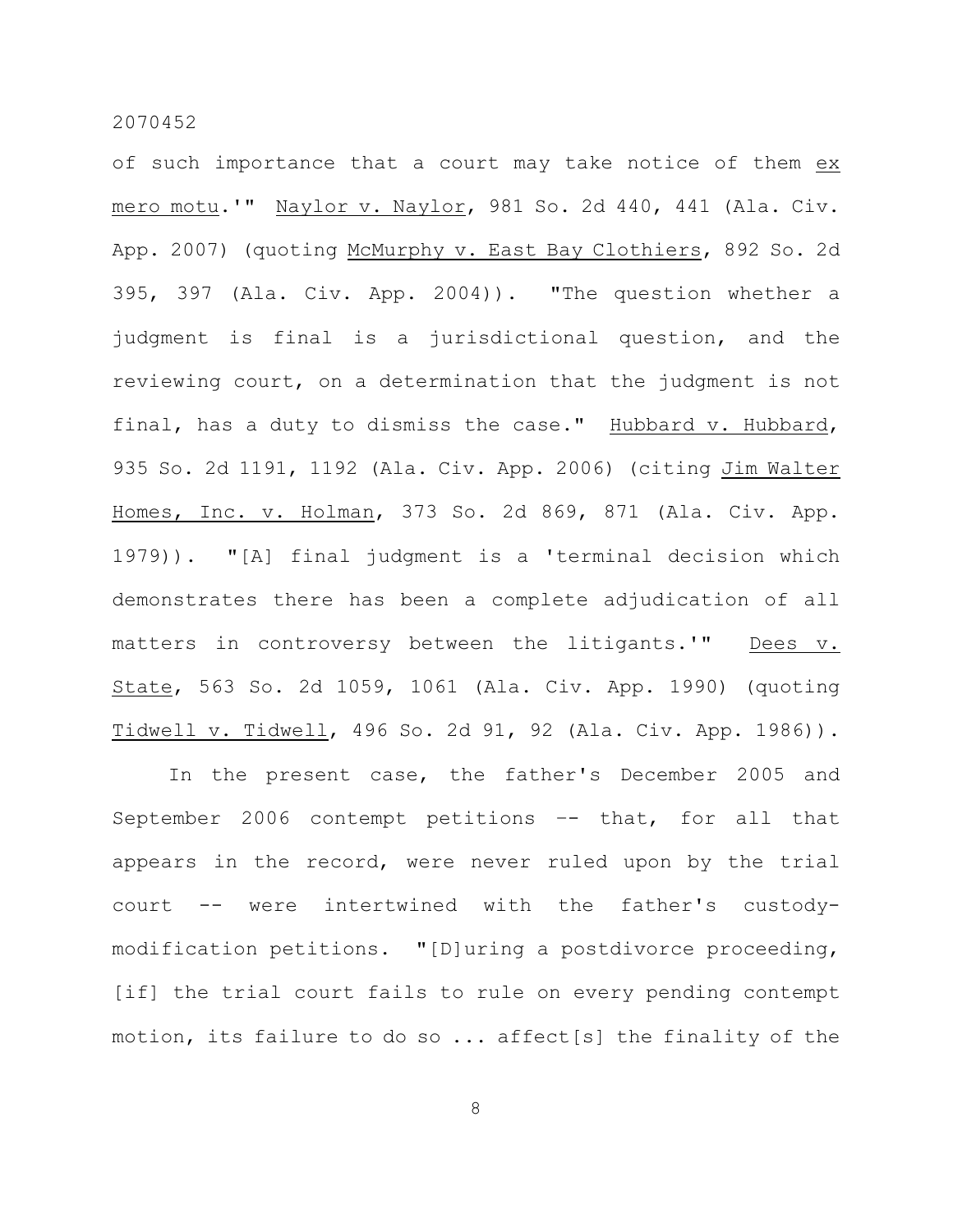of such importance that a court may take notice of them *ex mero motu*.'" *Naylor v. Naylor*, 981 So. 2d 440, 441 (Ala. Civ. App. 2007) (quoting *McMurphy v. East Bay Clothiers*, 892 So. 2d 395, 397 (Ala. Civ. App. 2004)). "The question whether a judgment is final is a jurisdictional question, and the reviewing court, on a determination that the judgment is not final, has a duty to dismiss the case." *Hubbard v. Hubbard*, 935 So. 2d 1191, 1192 (Ala. Civ. App. 2006) (citing *Jim Walter Homes, Inc. v. Holman*, 373 So. 2d 869, 871 (Ala. Civ. App. 1979)). "[A] final judgment is a 'terminal decision which demonstrates there has been a complete adjudication of all matters in controversy between the litigants.'" *Dees v. State*, 563 So. 2d 1059, 1061 (Ala. Civ. App. 1990) (quoting *Tidwell v. Tidwell*, 496 So. 2d 91, 92 (Ala. Civ. App. 1986)).

In the present case, the father's December 2005 and September 2006 contempt petitions -- that, for all that appears in the record, were never ruled upon by the trial court -- were intertwined with the father's custody-modification petitions. "[D]uring a postdivorce proceeding, [if] the trial court fails to rule on every pending contempt motion, its failure to do so ... affect[s] the finality of the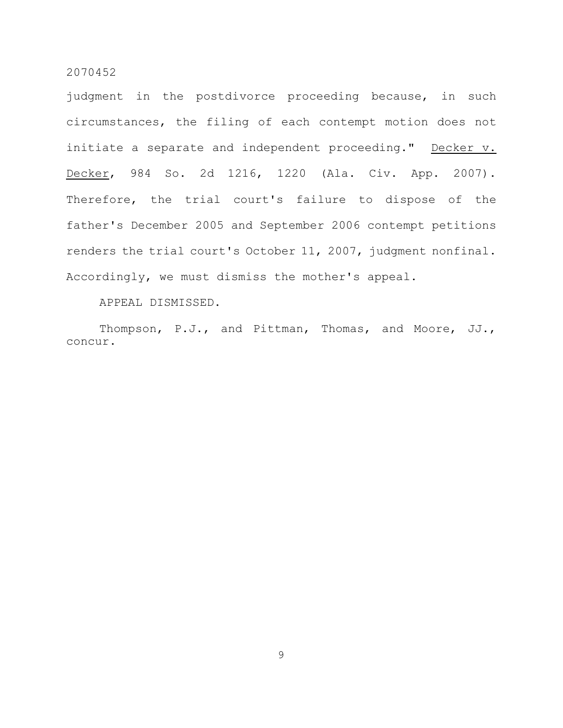judgment in the postdivorce proceeding because, in such circumstances, the filing of each contempt motion does not initiate a separate and independent proceeding." Decker v. Decker, 984 So. 2d 1216, 1220 (Ala. Civ. App. 2007). Therefore, the trial court's failure to dispose of the father's December 2005 and September 2006 contempt petitions renders the trial court's October 11, 2007, judgment nonfinal. Accordingly, we must dismiss the mother's appeal.

APPEAL DISMISSED.

Thompson, P.J., and Pittman, Thomas, and Moore, JJ., concur.